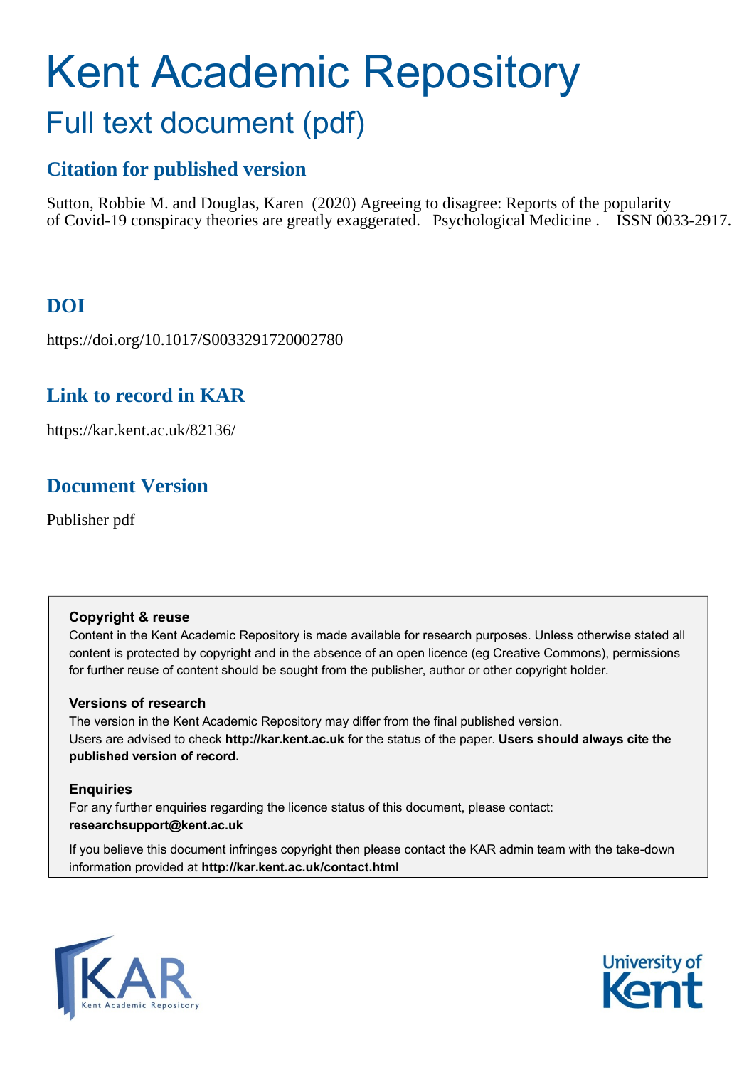# Kent Academic Repository

## Full text document (pdf)

### Citation for published version

Sutton, Robbie M. and Douglas, Karen (2020) Agreeing to disagree: Reports of the popularity of Covid-19 conspiracy theories are greatly exaggerated. Psychological Medicine . ISSN 0033-2917.

### DOI

https://doi.org/10.1017/S0033291720002780

### Link to record in KAR

https://kar.kent.ac.uk/82136/

### Document Version

Publisher pdf

**Copyright & reuse**

Content in the Kent Academic Repository is made available for research purposes. Unless otherwise stated all content is protected by copyright and in the absence of an open licence (eg Creative Commons), permissions for further reuse of content should be sought from the publisher, author or other copyright holder.

**Versions of research**

The version in the Kent Academic Repository may differ from the final published version. Users are advised to check **http://kar.kent.ac.uk** for the status of the paper. **Users should always cite the published version of record.**

**Enquiries**

For any further enquiries regarding the licence status of this document, please contact: **researchsupport@kent.ac.uk**

If you believe this document infringes copyright then please contact the KAR admin team with the take-down information provided at **http://kar.kent.ac.uk/contact.html**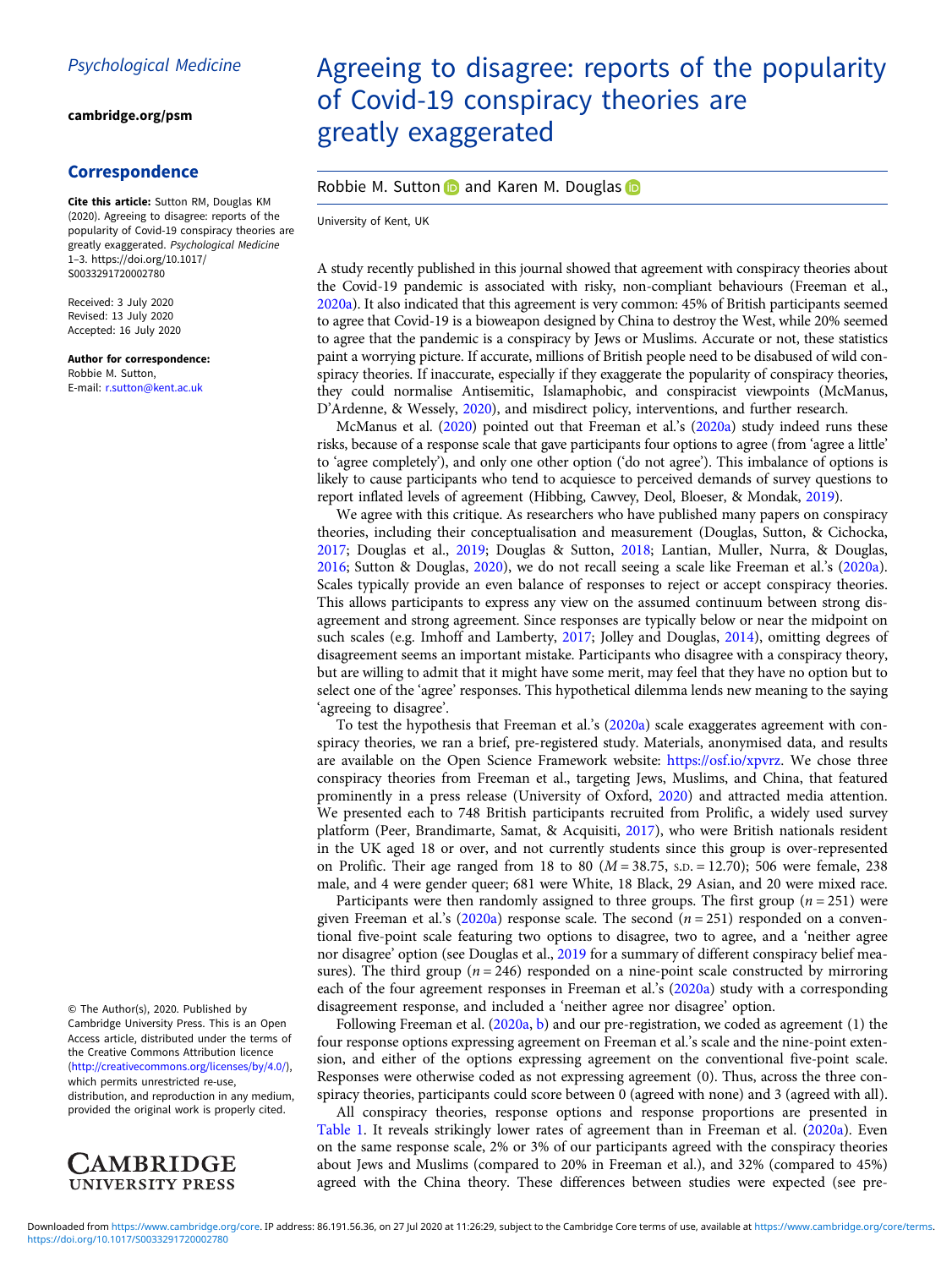Psychological Medicine

cambridge.org/psm

## Correspondence

**Cite this article:** Sutton RM, Douglas KM (2020). Agreeing to disagree: reports of the popularity of Covid-19 conspiracy theories are greatly exaggerated. *Psychological Medicine* 1–3. https://doi.org/10.1017/S0033291720002780

Received: 3 July 2020
Revised: 13 July 2020
Accepted: 16 July 2020

**Author for correspondence:**
Robbie M. Sutton,
E-mail: r.sutton@kent.ac.uk

© The Author(s), 2020. Published by Cambridge University Press. This is an Open Access article, distributed under the terms of the Creative Commons Attribution licence (http://creativecommons.org/licenses/by/4.0/), which permits unrestricted re-use, distribution, and reproduction in any medium, provided the original work is properly cited.

# Agreeing to disagree: reports of the popularity of Covid-19 conspiracy theories are greatly exaggerated

Robbie M. Sutton and Karen M. Douglas

University of Kent, UK

A study recently published in this journal showed that agreement with conspiracy theories about the Covid-19 pandemic is associated with risky, non-compliant behaviours (Freeman et al., 2020a). It also indicated that this agreement is very common: 45% of British participants seemed to agree that Covid-19 is a bioweapon designed by China to destroy the West, while 20% seemed to agree that the pandemic is a conspiracy by Jews or Muslims. Accurate or not, these statistics paint a worrying picture. If accurate, millions of British people need to be disabused of wild conspiracy theories. If inaccurate, especially if they exaggerate the popularity of conspiracy theories, they could normalise Antisemitic, Islamaphobic, and conspiracist viewpoints (McManus, D'Ardenne, & Wessely, 2020), and misdirect policy, interventions, and further research.

McManus et al. (2020) pointed out that Freeman et al.'s (2020a) study indeed runs these risks, because of a response scale that gave participants four options to agree (from 'agree a little' to 'agree completely'), and only one other option ('do not agree'). This imbalance of options is likely to cause participants who tend to acquiesce to perceived demands of survey questions to report inflated levels of agreement (Hibbing, Cawvey, Deol, Bloeser, & Mondak, 2019).

We agree with this critique. As researchers who have published many papers on conspiracy theories, including their conceptualisation and measurement (Douglas, Sutton, & Cichocka, 2017; Douglas et al., 2019; Douglas & Sutton, 2018; Lantian, Muller, Nurra, & Douglas, 2016; Sutton & Douglas, 2020), we do not recall seeing a scale like Freeman et al.'s (2020a). Scales typically provide an even balance of responses to reject or accept conspiracy theories. This allows participants to express any view on the assumed continuum between strong disagreement and strong agreement. Since responses are typically below or near the midpoint on such scales (e.g. Imhoff and Lamberty, 2017; Jolley and Douglas, 2014), omitting degrees of disagreement seems an important mistake. Participants who disagree with a conspiracy theory, but are willing to admit that it might have some merit, may feel that they have no option but to select one of the 'agree' responses. This hypothetical dilemma lends new meaning to the saying 'agreeing to disagree'.

To test the hypothesis that Freeman et al.'s (2020a) scale exaggerates agreement with conspiracy theories, we ran a brief, pre-registered study. Materials, anonymised data, and results are available on the Open Science Framework website: https://osf.io/xpvrz. We chose three conspiracy theories from Freeman et al., targeting Jews, Muslims, and China, that featured prominently in a press release (University of Oxford, 2020) and attracted media attention. We presented each to 748 British participants recruited from Prolific, a widely used survey platform (Peer, Brandimarte, Samat, & Acquisiti, 2017), who were British nationals resident in the UK aged 18 or over, and not currently students since this group is over-represented on Prolific. Their age ranged from 18 to 80 ($M = 38.75$, s.d. $= 12.70$); 506 were female, 238 male, and 4 were gender queer; 681 were White, 18 Black, 29 Asian, and 20 were mixed race.

Participants were then randomly assigned to three groups. The first group ($n = 251$) were given Freeman et al.'s (2020a) response scale. The second ($n = 251$) responded on a conventional five-point scale featuring two options to disagree, two to agree, and a 'neither agree nor disagree' option (see Douglas et al., 2019 for a summary of different conspiracy belief measures). The third group ($n = 246$) responded on a nine-point scale constructed by mirroring each of the four agreement responses in Freeman et al.'s (2020a) study with a corresponding disagreement response, and included a 'neither agree nor disagree' option.

Following Freeman et al. (2020a, b) and our pre-registration, we coded as agreement (1) the four response options expressing agreement on Freeman et al.'s scale and the nine-point extension, and either of the options expressing agreement on the conventional five-point scale. Responses were otherwise coded as not expressing agreement (0). Thus, across the three conspiracy theories, participants could score between 0 (agreed with none) and 3 (agreed with all).

All conspiracy theories, response options and response proportions are presented in Table 1. It reveals strikingly lower rates of agreement than in Freeman et al. (2020a). Even on the same response scale, 2% or 3% of our participants agreed with the conspiracy theories about Jews and Muslims (compared to 20% in Freeman et al.), and 32% (compared to 45%) agreed with the China theory. These differences between studies were expected (see pre-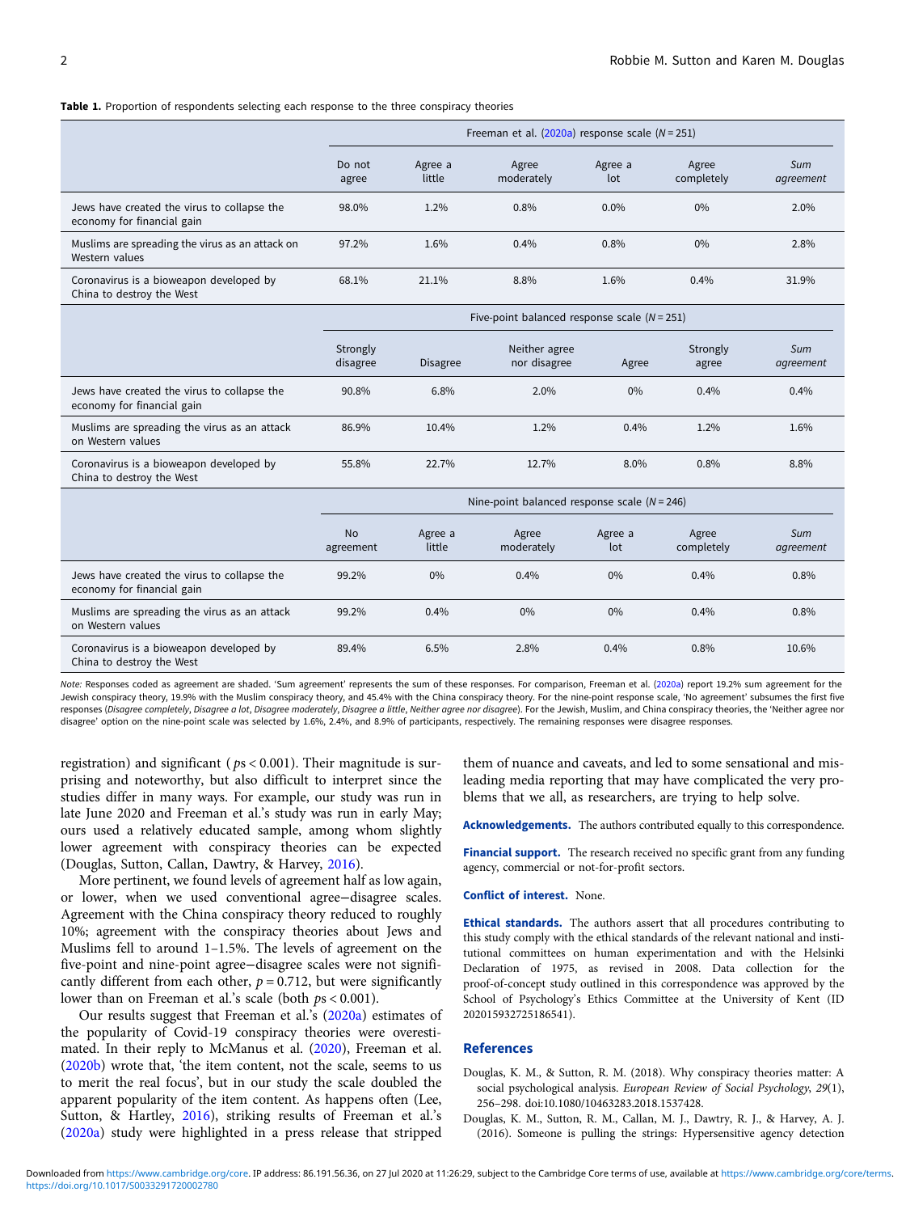**Table 1.** Proportion of respondents selecting each response to the three conspiracy theories

| | Freeman et al. (2020a) response scale ($N$ = 251) | | | | | |
|---|---|---|---|---|---|---|
| | Do not agree | Agree a little | Agree moderately | Agree a lot | Agree completely | *Sum agreement* |
| Jews have created the virus to collapse the economy for financial gain | 98.0% | 1.2% | 0.8% | 0.0% | 0% | 2.0% |
| Muslims are spreading the virus as an attack on Western values | 97.2% | 1.6% | 0.4% | 0.8% | 0% | 2.8% |
| Coronavirus is a bioweapon developed by China to destroy the West | 68.1% | 21.1% | 8.8% | 1.6% | 0.4% | 31.9% |
| | **Five-point balanced response scale ($N$ = 251)** | | | | | |
| | Strongly disagree | Disagree | Neither agree nor disagree | Agree | Strongly agree | *Sum agreement* |
| Jews have created the virus to collapse the economy for financial gain | 90.8% | 6.8% | 2.0% | 0% | 0.4% | 0.4% |
| Muslims are spreading the virus as an attack on Western values | 86.9% | 10.4% | 1.2% | 0.4% | 1.2% | 1.6% |
| Coronavirus is a bioweapon developed by China to destroy the West | 55.8% | 22.7% | 12.7% | 8.0% | 0.8% | 8.8% |
| | **Nine-point balanced response scale ($N$ = 246)** | | | | | |
| | No agreement | Agree a little | Agree moderately | Agree a lot | Agree completely | *Sum agreement* |
| Jews have created the virus to collapse the economy for financial gain | 99.2% | 0% | 0.4% | 0% | 0.4% | 0.8% |
| Muslims are spreading the virus as an attack on Western values | 99.2% | 0.4% | 0% | 0% | 0.4% | 0.8% |
| Coronavirus is a bioweapon developed by China to destroy the West | 89.4% | 6.5% | 2.8% | 0.4% | 0.8% | 10.6% |

*Note:* Responses coded as agreement are shaded. 'Sum agreement' represents the sum of these responses. For comparison, Freeman et al. (2020a) report 19.2% sum agreement for the Jewish conspiracy theory, 19.9% with the Muslim conspiracy theory, and 45.4% with the China conspiracy theory. For the nine-point response scale, 'No agreement' subsumes the first five responses (*Disagree completely*, *Disagree a lot*, *Disagree moderately*, *Disagree a little*, *Neither agree nor disagree*). For the Jewish, Muslim, and China conspiracy theories, the 'Neither agree nor disagree' option on the nine-point scale was selected by 1.6%, 2.4%, and 8.9% of participants, respectively. The remaining responses were disagree responses.

registration) and significant ($ps < 0.001$). Their magnitude is surprising and noteworthy, but also difficult to interpret since the studies differ in many ways. For example, our study was run in late June 2020 and Freeman et al.'s study was run in early May; ours used a relatively educated sample, among whom slightly lower agreement with conspiracy theories can be expected (Douglas, Sutton, Callan, Dawtry, & Harvey, 2016).

More pertinent, we found levels of agreement half as low again, or lower, when we used conventional agree–disagree scales. Agreement with the China conspiracy theory reduced to roughly 10%; agreement with the conspiracy theories about Jews and Muslims fell to around 1–1.5%. The levels of agreement on the five-point and nine-point agree–disagree scales were not significantly different from each other, $p = 0.712$, but were significantly lower than on Freeman et al.'s scale (both $ps < 0.001$).

Our results suggest that Freeman et al.'s (2020a) estimates of the popularity of Covid-19 conspiracy theories were overestimated. In their reply to McManus et al. (2020), Freeman et al. (2020b) wrote that, 'the item content, not the scale, seems to us to merit the real focus', but in our study the scale doubled the apparent popularity of the item content. As happens often (Lee, Sutton, & Hartley, 2016), striking results of Freeman et al.'s (2020a) study were highlighted in a press release that stripped them of nuance and caveats, and led to some sensational and misleading media reporting that may have complicated the very problems that we all, as researchers, are trying to help solve.

**Acknowledgements.** The authors contributed equally to this correspondence.

**Financial support.** The research received no specific grant from any funding agency, commercial or not-for-profit sectors.

**Conflict of interest.** None.

**Ethical standards.** The authors assert that all procedures contributing to this study comply with the ethical standards of the relevant national and institutional committees on human experimentation and with the Helsinki Declaration of 1975, as revised in 2008. Data collection for the proof-of-concept study outlined in this correspondence was approved by the School of Psychology's Ethics Committee at the University of Kent (ID 202015932725186541).

## References

Douglas, K. M., & Sutton, R. M. (2018). Why conspiracy theories matter: A social psychological analysis. *European Review of Social Psychology*, *29*(1), 256–298. doi:10.1080/10463283.2018.1537428.

Douglas, K. M., Sutton, R. M., Callan, M. J., Dawtry, R. J., & Harvey, A. J. (2016). Someone is pulling the strings: Hypersensitive agency detection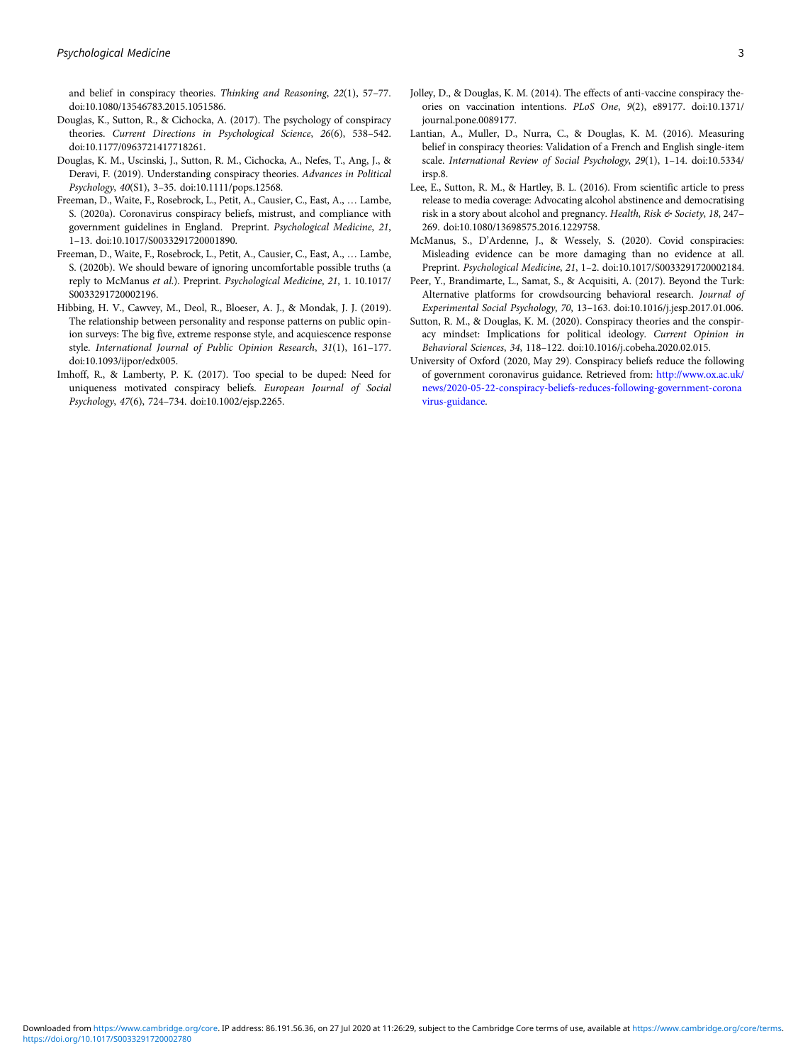and belief in conspiracy theories. *Thinking and Reasoning*, *22*(1), 57–77. doi:10.1080/13546783.2015.1051586.

Douglas, K., Sutton, R., & Cichocka, A. (2017). The psychology of conspiracy theories. *Current Directions in Psychological Science*, *26*(6), 538–542. doi:10.1177/0963721417718261.

Douglas, K. M., Uscinski, J., Sutton, R. M., Cichocka, A., Nefes, T., Ang, J., & Deravi, F. (2019). Understanding conspiracy theories. *Advances in Political Psychology*, *40*(S1), 3–35. doi:10.1111/pops.12568.

Freeman, D., Waite, F., Rosebrock, L., Petit, A., Causier, C., East, A., … Lambe, S. (2020a). Coronavirus conspiracy beliefs, mistrust, and compliance with government guidelines in England. Preprint. *Psychological Medicine*, *21*, 1–13. doi:10.1017/S0033291720001890.

Freeman, D., Waite, F., Rosebrock, L., Petit, A., Causier, C., East, A., … Lambe, S. (2020b). We should beware of ignoring uncomfortable possible truths (a reply to McManus *et al*.). Preprint. *Psychological Medicine*, *21*, 1. 10.1017/S0033291720002196.

Hibbing, H. V., Cawvey, M., Deol, R., Bloeser, A. J., & Mondak, J. J. (2019). The relationship between personality and response patterns on public opinion surveys: The big five, extreme response style, and acquiescence response style. *International Journal of Public Opinion Research*, *31*(1), 161–177. doi:10.1093/ijpor/edx005.

Imhoff, R., & Lamberty, P. K. (2017). Too special to be duped: Need for uniqueness motivated conspiracy beliefs. *European Journal of Social Psychology*, *47*(6), 724–734. doi:10.1002/ejsp.2265.

Jolley, D., & Douglas, K. M. (2014). The effects of anti-vaccine conspiracy theories on vaccination intentions. *PLoS One*, *9*(2), e89177. doi:10.1371/journal.pone.0089177.

Lantian, A., Muller, D., Nurra, C., & Douglas, K. M. (2016). Measuring belief in conspiracy theories: Validation of a French and English single-item scale. *International Review of Social Psychology*, *29*(1), 1–14. doi:10.5334/irsp.8.

Lee, E., Sutton, R. M., & Hartley, B. L. (2016). From scientific article to press release to media coverage: Advocating alcohol abstinence and democratising risk in a story about alcohol and pregnancy. *Health, Risk & Society*, *18*, 247–269. doi:10.1080/13698575.2016.1229758.

McManus, S., D'Ardenne, J., & Wessely, S. (2020). Covid conspiracies: Misleading evidence can be more damaging than no evidence at all. Preprint. *Psychological Medicine*, *21*, 1–2. doi:10.1017/S0033291720002184.

Peer, Y., Brandimarte, L., Samat, S., & Acquisiti, A. (2017). Beyond the Turk: Alternative platforms for crowdsourcing behavioral research. *Journal of Experimental Social Psychology*, *70*, 13–163. doi:10.1016/j.jesp.2017.01.006.

Sutton, R. M., & Douglas, K. M. (2020). Conspiracy theories and the conspiracy mindset: Implications for political ideology. *Current Opinion in Behavioral Sciences*, *34*, 118–122. doi:10.1016/j.cobeha.2020.02.015.

University of Oxford (2020, May 29). Conspiracy beliefs reduce the following of government coronavirus guidance. Retrieved from: http://www.ox.ac.uk/news/2020-05-22-conspiracy-beliefs-reduces-following-government-coronavirus-guidance.